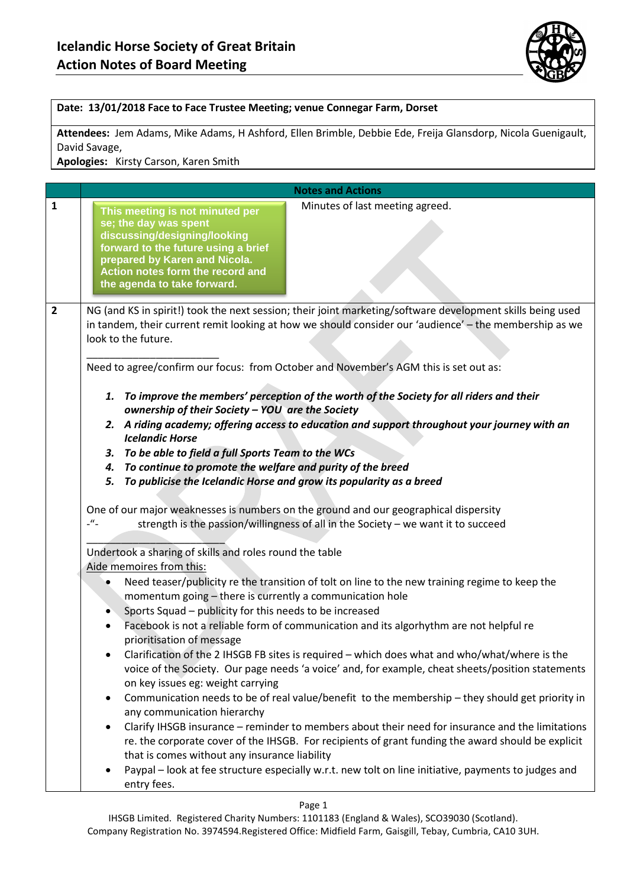# Icelandic Horse Society of Great Britain
## Action Notes of Board Meeting

**Date: 13/01/2018 Face to Face Trustee Meeting; venue Connegar Farm, Dorset**

**Attendees:** Jem Adams, Mike Adams, H Ashford, Ellen Brimble, Debbie Ede, Freija Glansdorp, Nicola Guenigault, David Savage,

**Apologies:** Kirsty Carson, Karen Smith

| | Notes and Actions |
|---|---|
| 1 | **This meeting is not minuted per se; the day was spent discussing/designing/looking forward to the future using a brief prepared by Karen and Nicola. Action notes form the record and the agenda to take forward.** Minutes of last meeting agreed. |
| 2 | NG (and KS in spirit!) took the next session; their joint marketing/software development skills being used in tandem, their current remit looking at how we should consider our 'audience' – the membership as we look to the future. |

______________________

Need to agree/confirm our focus: from October and November's AGM this is set out as:

1. ***To improve the members' perception of the worth of the Society for all riders and their ownership of their Society – YOU are the Society***
2. ***A riding academy; offering access to education and support throughout your journey with an Icelandic Horse***
3. ***To be able to field a full Sports Team to the WCs***
4. ***To continue to promote the welfare and purity of the breed***
5. ***To publicise the Icelandic Horse and grow its popularity as a breed***

One of our major weaknesses is numbers on the ground and our geographical dispersity
-"- strength is the passion/willingness of all in the Society – we want it to succeed

______________________

Undertook a sharing of skills and roles round the table

Aide memoires from this:

- Need teaser/publicity re the transition of tolt on line to the new training regime to keep the momentum going – there is currently a communication hole
- Sports Squad – publicity for this needs to be increased
- Facebook is not a reliable form of communication and its algorhythm are not helpful re prioritisation of message
- Clarification of the 2 IHSGB FB sites is required – which does what and who/what/where is the voice of the Society. Our page needs 'a voice' and, for example, cheat sheets/position statements on key issues eg: weight carrying
- Communication needs to be of real value/benefit to the membership – they should get priority in any communication hierarchy
- Clarify IHSGB insurance – reminder to members about their need for insurance and the limitations re. the corporate cover of the IHSGB. For recipients of grant funding the award should be explicit that is comes without any insurance liability
- Paypal – look at fee structure especially w.r.t. new tolt on line initiative, payments to judges and entry fees.

IHSGB Limited. Registered Charity Numbers: 1101183 (England & Wales), SCO39030 (Scotland). Company Registration No. 3974594.Registered Office: Midfield Farm, Gaisgill, Tebay, Cumbria, CA10 3UH.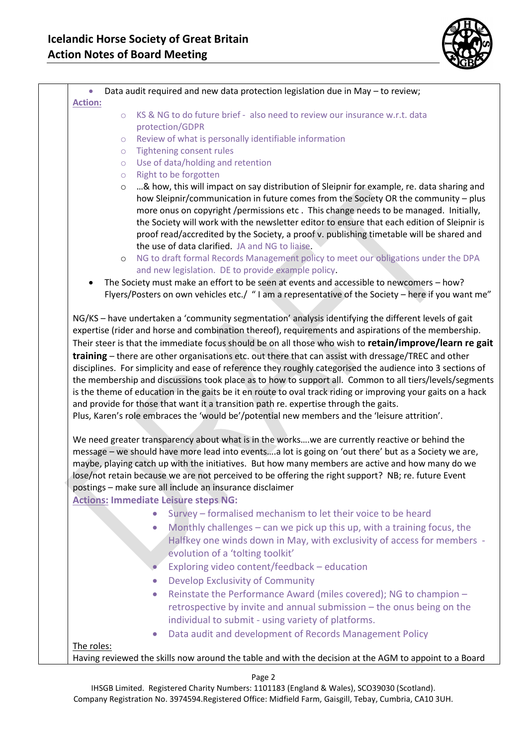- Data audit required and new data protection legislation due in May – to review;

**Action:**

- KS & NG to do future brief - also need to review our insurance w.r.t. data protection/GDPR
- Review of what is personally identifiable information
- Tightening consent rules
- Use of data/holding and retention
- Right to be forgotten
- …& how, this will impact on say distribution of Sleipnir for example, re. data sharing and how Sleipnir/communication in future comes from the Society OR the community – plus more onus on copyright /permissions etc . This change needs to be managed. Initially, the Society will work with the newsletter editor to ensure that each edition of Sleipnir is proof read/accredited by the Society, a proof v. publishing timetable will be shared and the use of data clarified. JA and NG to liaise.
- NG to draft formal Records Management policy to meet our obligations under the DPA and new legislation. DE to provide example policy.

- The Society must make an effort to be seen at events and accessible to newcomers – how? Flyers/Posters on own vehicles etc./ " I am a representative of the Society – here if you want me"

NG/KS – have undertaken a 'community segmentation' analysis identifying the different levels of gait expertise (rider and horse and combination thereof), requirements and aspirations of the membership. Their steer is that the immediate focus should be on all those who wish to **retain/improve/learn re gait training** – there are other organisations etc. out there that can assist with dressage/TREC and other disciplines. For simplicity and ease of reference they roughly categorised the audience into 3 sections of the membership and discussions took place as to how to support all. Common to all tiers/levels/segments is the theme of education in the gaits be it en route to oval track riding or improving your gaits on a hack and provide for those that want it a transition path re. expertise through the gaits.
Plus, Karen's role embraces the 'would be'/potential new members and the 'leisure attrition'.

We need greater transparency about what is in the works….we are currently reactive or behind the message – we should have more lead into events….a lot is going on 'out there' but as a Society we are, maybe, playing catch up with the initiatives. But how many members are active and how many do we lose/not retain because we are not perceived to be offering the right support? NB; re. future Event postings – make sure all include an insurance disclaimer

**Actions: Immediate Leisure steps NG:**

- Survey – formalised mechanism to let their voice to be heard
- Monthly challenges – can we pick up this up, with a training focus, the Halfkey one winds down in May, with exclusivity of access for members - evolution of a 'tolting toolkit'
- Exploring video content/feedback – education
- Develop Exclusivity of Community
- Reinstate the Performance Award (miles covered); NG to champion – retrospective by invite and annual submission – the onus being on the individual to submit - using variety of platforms.
- Data audit and development of Records Management Policy

The roles:

Having reviewed the skills now around the table and with the decision at the AGM to appoint to a Board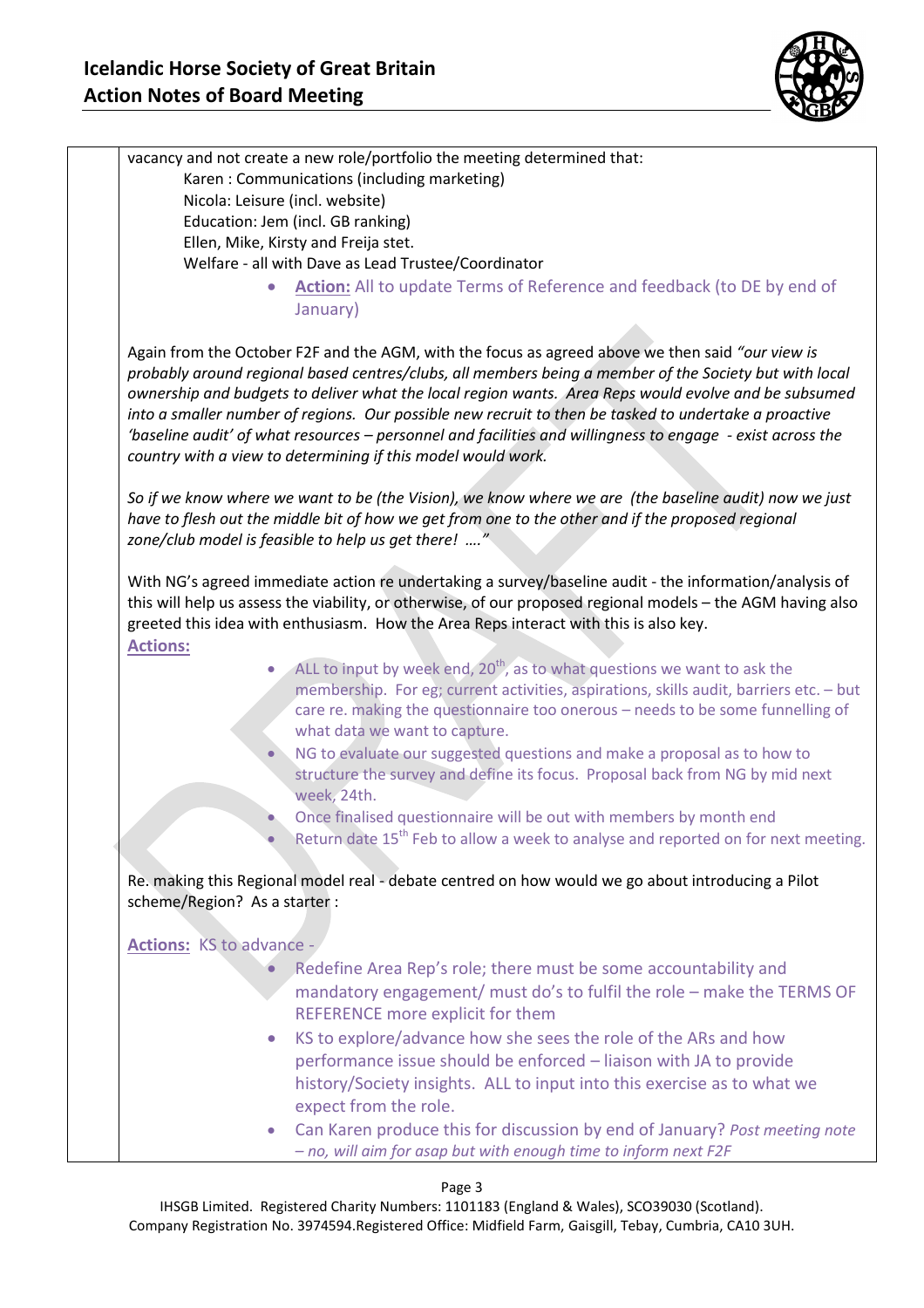vacancy and not create a new role/portfolio the meeting determined that:

Karen : Communications (including marketing)
Nicola: Leisure (incl. website)
Education: Jem (incl. GB ranking)
Ellen, Mike, Kirsty and Freija stet.
Welfare - all with Dave as Lead Trustee/Coordinator

- **Action:** All to update Terms of Reference and feedback (to DE by end of January)

Again from the October F2F and the AGM, with the focus as agreed above we then said *"our view is probably around regional based centres/clubs, all members being a member of the Society but with local ownership and budgets to deliver what the local region wants. Area Reps would evolve and be subsumed into a smaller number of regions. Our possible new recruit to then be tasked to undertake a proactive 'baseline audit' of what resources – personnel and facilities and willingness to engage - exist across the country with a view to determining if this model would work.*

*So if we know where we want to be (the Vision), we know where we are (the baseline audit) now we just have to flesh out the middle bit of how we get from one to the other and if the proposed regional zone/club model is feasible to help us get there! …."*

With NG's agreed immediate action re undertaking a survey/baseline audit - the information/analysis of this will help us assess the viability, or otherwise, of our proposed regional models – the AGM having also greeted this idea with enthusiasm. How the Area Reps interact with this is also key.

**Actions:**

- ALL to input by week end, 20th, as to what questions we want to ask the membership. For eg; current activities, aspirations, skills audit, barriers etc. – but care re. making the questionnaire too onerous – needs to be some funnelling of what data we want to capture.
- NG to evaluate our suggested questions and make a proposal as to how to structure the survey and define its focus. Proposal back from NG by mid next week, 24th.
- Once finalised questionnaire will be out with members by month end
- Return date 15th Feb to allow a week to analyse and reported on for next meeting.

Re. making this Regional model real - debate centred on how would we go about introducing a Pilot scheme/Region? As a starter :

**Actions:** KS to advance -

- Redefine Area Rep's role; there must be some accountability and mandatory engagement/ must do's to fulfil the role – make the TERMS OF REFERENCE more explicit for them
- KS to explore/advance how she sees the role of the ARs and how performance issue should be enforced – liaison with JA to provide history/Society insights. ALL to input into this exercise as to what we expect from the role.
- Can Karen produce this for discussion by end of January? *Post meeting note – no, will aim for asap but with enough time to inform next F2F*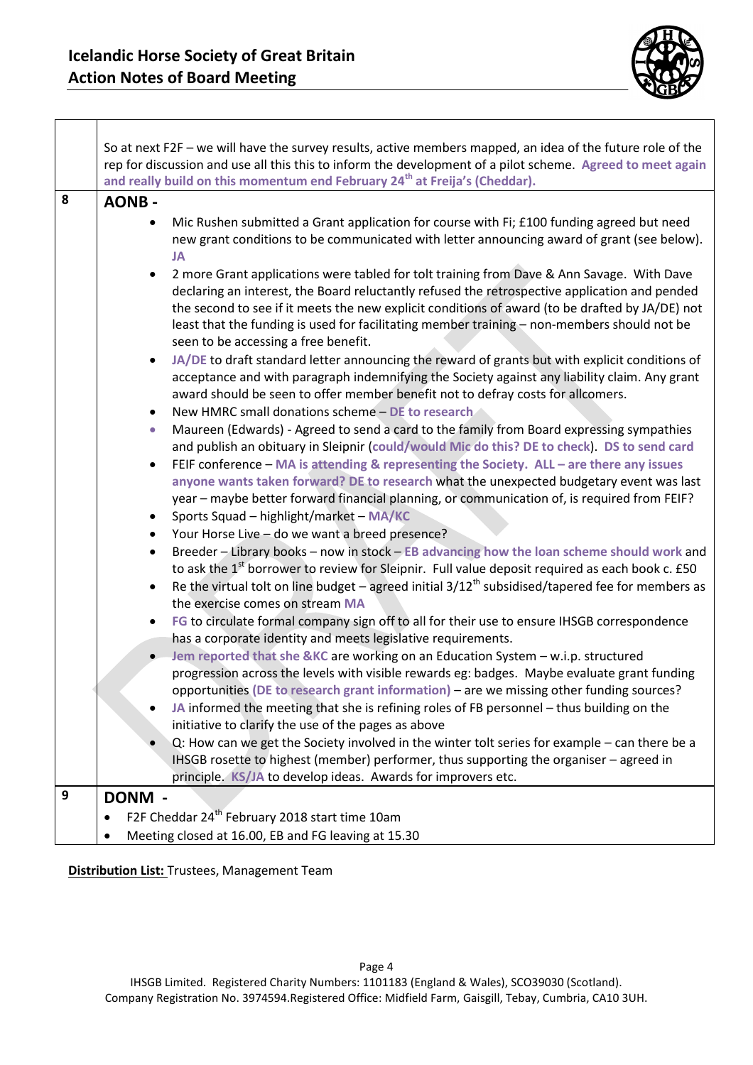| | |
|---|---|
| | So at next F2F – we will have the survey results, active members mapped, an idea of the future role of the rep for discussion and use all this this to inform the development of a pilot scheme. **Agreed to meet again and really build on this momentum end February 24th at Freija's (Cheddar).** |
| 8 | **AONB -**<br>• Mic Rushen submitted a Grant application for course with Fi; £100 funding agreed but need new grant conditions to be communicated with letter announcing award of grant (see below). **JA**<br>• 2 more Grant applications were tabled for tolt training from Dave & Ann Savage. With Dave declaring an interest, the Board reluctantly refused the retrospective application and pended the second to see if it meets the new explicit conditions of award (to be drafted by JA/DE) not least that the funding is used for facilitating member training – non-members should not be seen to be accessing a free benefit.<br>• **JA/DE** to draft standard letter announcing the reward of grants but with explicit conditions of acceptance and with paragraph indemnifying the Society against any liability claim. Any grant award should be seen to offer member benefit not to defray costs for allcomers.<br>• New HMRC small donations scheme – **DE to research**<br>• Maureen (Edwards) - Agreed to send a card to the family from Board expressing sympathies and publish an obituary in Sleipnir (**could/would Mic do this? DE to check**). **DS to send card**<br>• FEIF conference – **MA is attending & representing the Society. ALL – are there any issues anyone wants taken forward? DE to research** what the unexpected budgetary event was last year – maybe better forward financial planning, or communication of, is required from FEIF?<br>• Sports Squad – highlight/market – **MA/KC**<br>• Your Horse Live – do we want a breed presence?<br>• Breeder – Library books – now in stock – **EB advancing how the loan scheme should work** and to ask the 1st borrower to review for Sleipnir. Full value deposit required as each book c. £50<br>• Re the virtual tolt on line budget – agreed initial 3/12th subsidised/tapered fee for members as the exercise comes on stream **MA**<br>• **FG** to circulate formal company sign off to all for their use to ensure IHSGB correspondence has a corporate identity and meets legislative requirements.<br>• **Jem reported that she &KC** are working on an Education System – w.i.p. structured progression across the levels with visible rewards eg: badges. Maybe evaluate grant funding opportunities **(DE to research grant information)** – are we missing other funding sources?<br>• **JA** informed the meeting that she is refining roles of FB personnel – thus building on the initiative to clarify the use of the pages as above<br>• Q: How can we get the Society involved in the winter tolt series for example – can there be a IHSGB rosette to highest (member) performer, thus supporting the organiser – agreed in principle. **KS/JA** to develop ideas. Awards for improvers etc. |
| 9 | **DONM -**<br>• F2F Cheddar 24th February 2018 start time 10am<br>• Meeting closed at 16.00, EB and FG leaving at 15.30 |

**Distribution List:** Trustees, Management Team

IHSGB Limited. Registered Charity Numbers: 1101183 (England & Wales), SCO39030 (Scotland).
Company Registration No. 3974594.Registered Office: Midfield Farm, Gaisgill, Tebay, Cumbria, CA10 3UH.